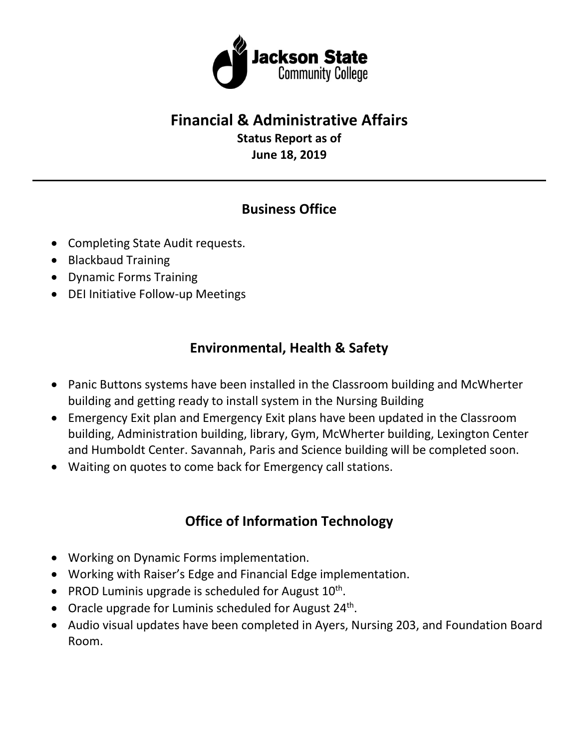Jackson State Community College

# Financial & Administrative Affairs

**Status Report as of**

**June 18, 2019**

---

## Business Office

- Completing State Audit requests.
- Blackbaud Training
- Dynamic Forms Training
- DEI Initiative Follow-up Meetings

## Environmental, Health & Safety

- Panic Buttons systems have been installed in the Classroom building and McWherter building and getting ready to install system in the Nursing Building
- Emergency Exit plan and Emergency Exit plans have been updated in the Classroom building, Administration building, library, Gym, McWherter building, Lexington Center and Humboldt Center. Savannah, Paris and Science building will be completed soon.
- Waiting on quotes to come back for Emergency call stations.

## Office of Information Technology

- Working on Dynamic Forms implementation.
- Working with Raiser's Edge and Financial Edge implementation.
- PROD Luminis upgrade is scheduled for August 10th.
- Oracle upgrade for Luminis scheduled for August 24th.
- Audio visual updates have been completed in Ayers, Nursing 203, and Foundation Board Room.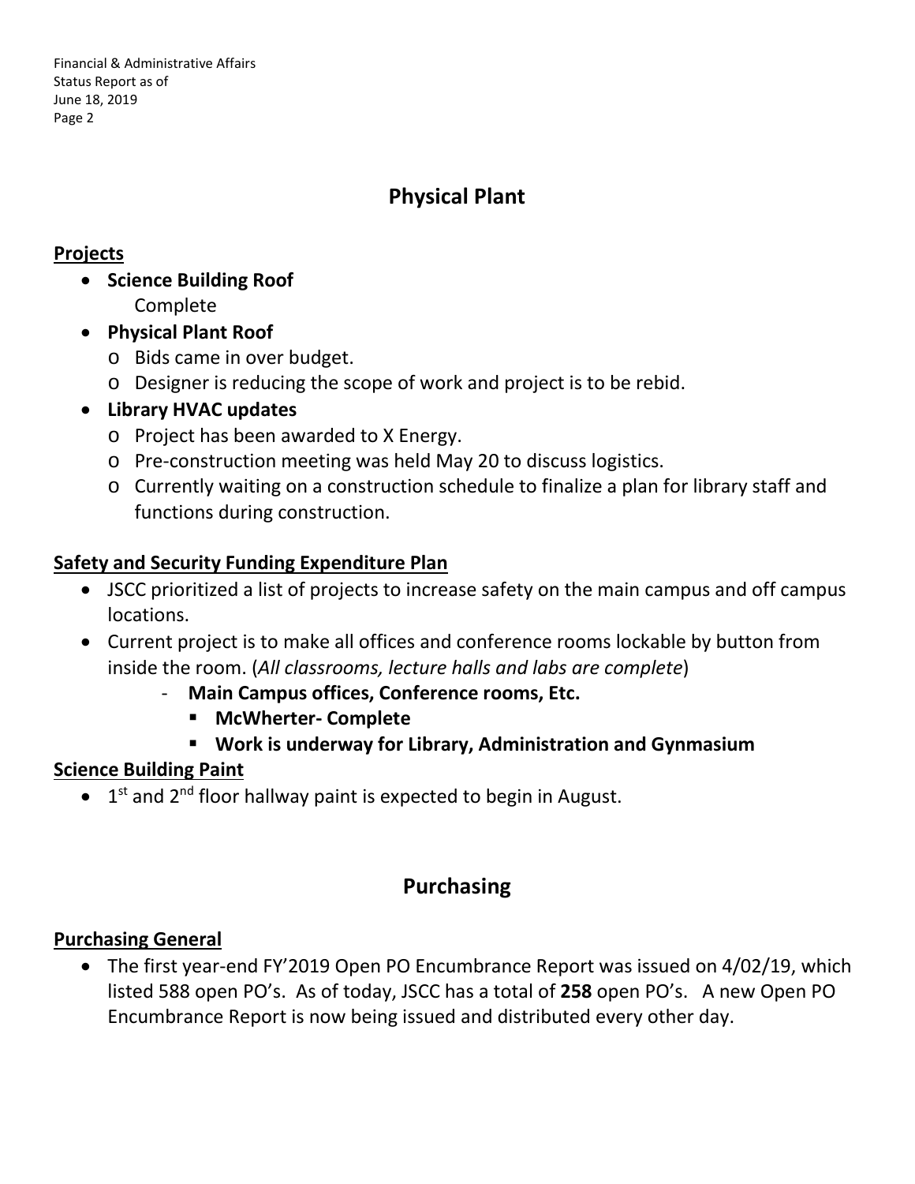## Physical Plant

### Projects

- **Science Building Roof**
  Complete
- **Physical Plant Roof**
  - Bids came in over budget.
  - Designer is reducing the scope of work and project is to be rebid.
- **Library HVAC updates**
  - Project has been awarded to X Energy.
  - Pre-construction meeting was held May 20 to discuss logistics.
  - Currently waiting on a construction schedule to finalize a plan for library staff and functions during construction.

### Safety and Security Funding Expenditure Plan

- JSCC prioritized a list of projects to increase safety on the main campus and off campus locations.
- Current project is to make all offices and conference rooms lockable by button from inside the room. (*All classrooms, lecture halls and labs are complete*)
  - **Main Campus offices, Conference rooms, Etc.**
    - **McWherter- Complete**
    - **Work is underway for Library, Administration and Gynmasium**

### Science Building Paint

- 1st and 2nd floor hallway paint is expected to begin in August.

## Purchasing

### Purchasing General

- The first year-end FY'2019 Open PO Encumbrance Report was issued on 4/02/19, which listed 588 open PO's. As of today, JSCC has a total of **258** open PO's. A new Open PO Encumbrance Report is now being issued and distributed every other day.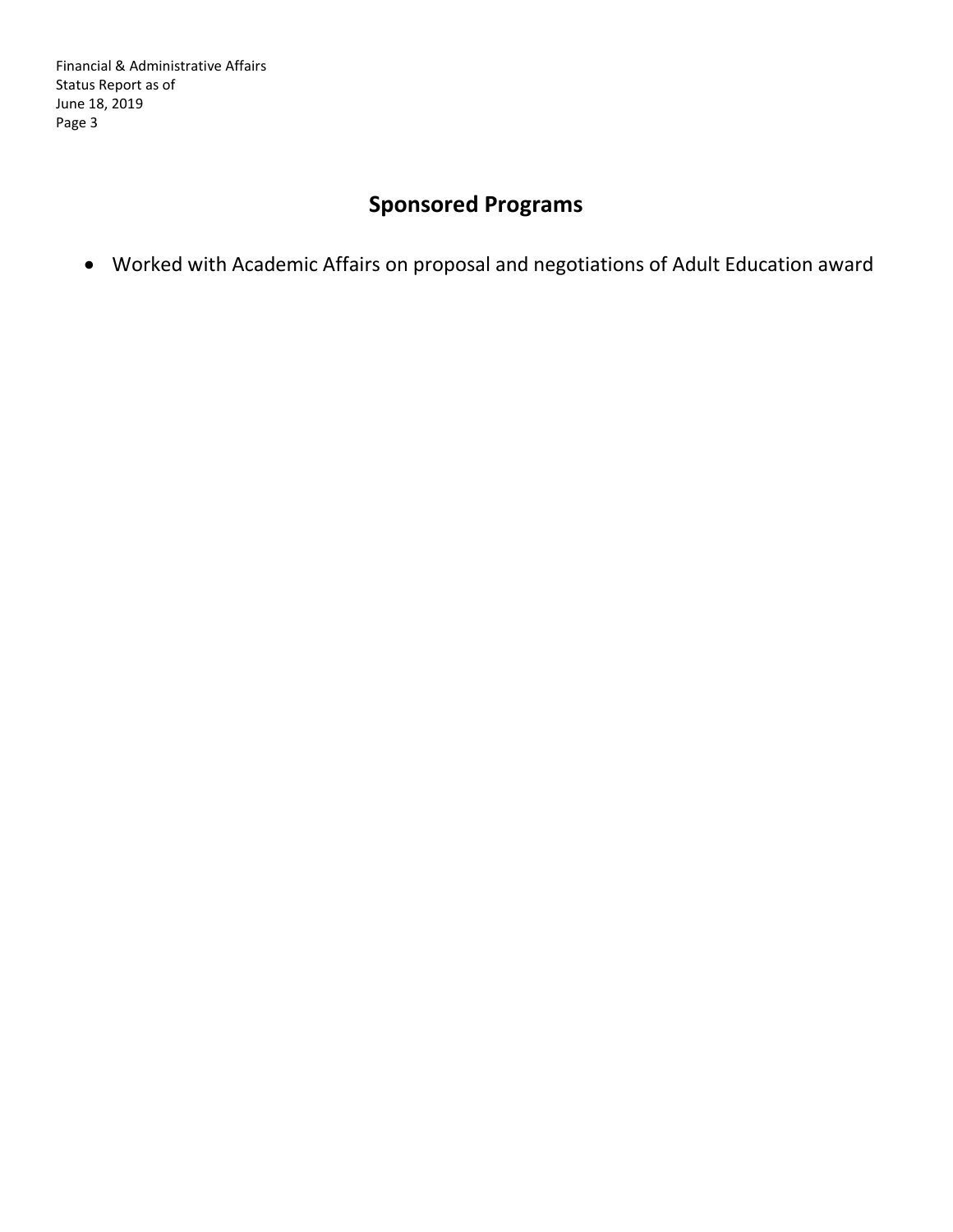## Sponsored Programs

- Worked with Academic Affairs on proposal and negotiations of Adult Education award